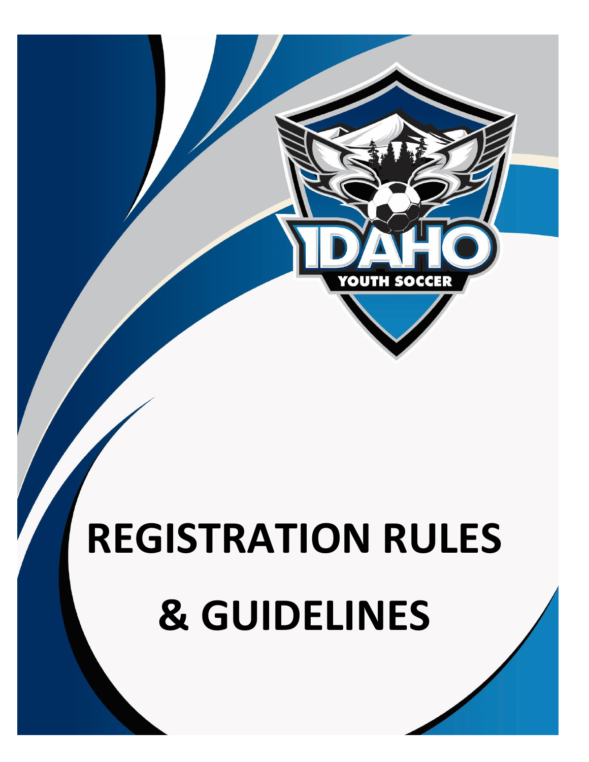# REGISTRATION RULES & GUIDELINES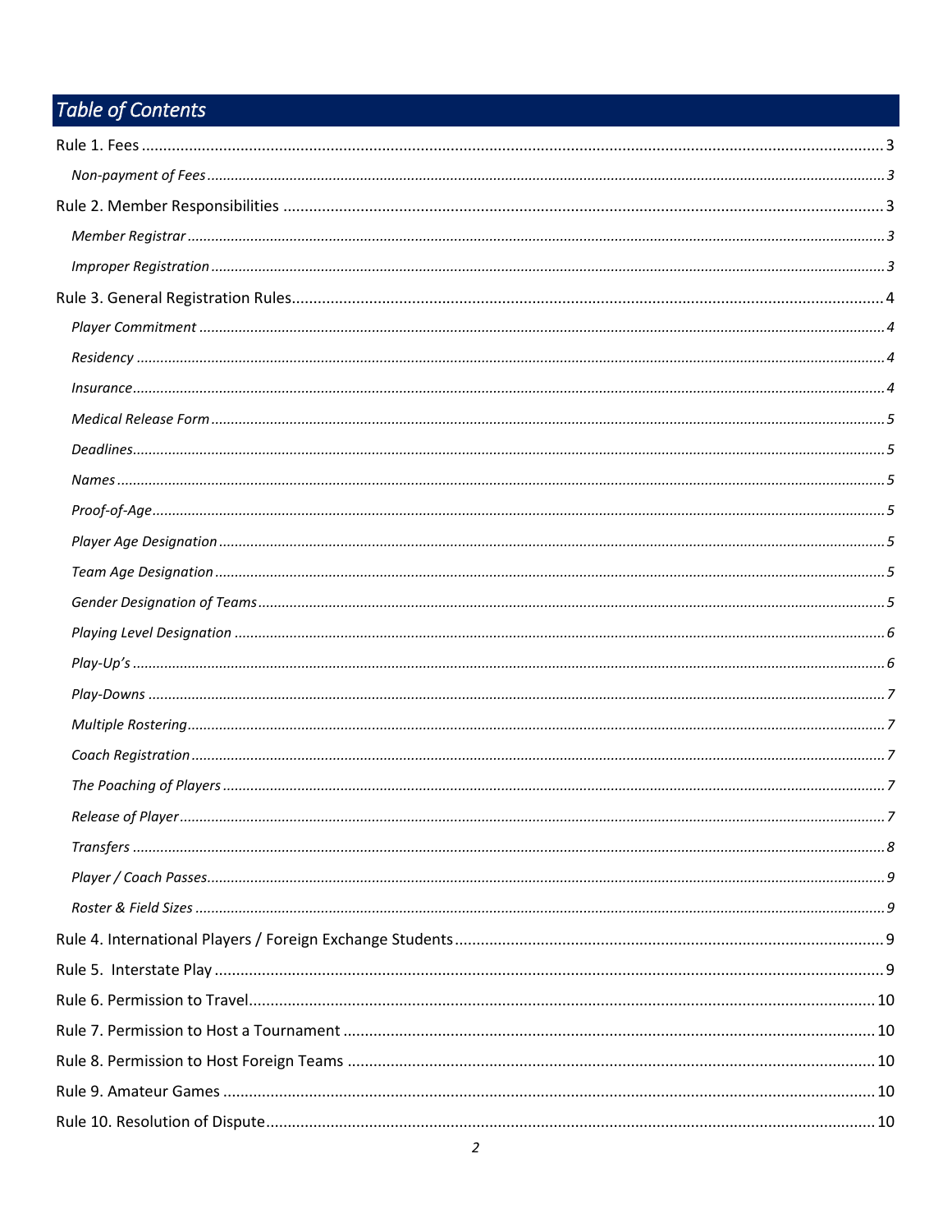## Table of Contents

Rule 1. Fees .......... 3

*Non-payment of Fees* .......... 3

Rule 2. Member Responsibilities .......... 3

*Member Registrar* .......... 3

*Improper Registration* .......... 3

Rule 3. General Registration Rules .......... 4

*Player Commitment* .......... 4

*Residency* .......... 4

*Insurance* .......... 4

*Medical Release Form* .......... 5

*Deadlines* .......... 5

*Names* .......... 5

*Proof-of-Age* .......... 5

*Player Age Designation* .......... 5

*Team Age Designation* .......... 5

*Gender Designation of Teams* .......... 5

*Playing Level Designation* .......... 6

*Play-Up's* .......... 6

*Play-Downs* .......... 7

*Multiple Rostering* .......... 7

*Coach Registration* .......... 7

*The Poaching of Players* .......... 7

*Release of Player* .......... 7

*Transfers* .......... 8

*Player / Coach Passes* .......... 9

*Roster & Field Sizes* .......... 9

Rule 4. International Players / Foreign Exchange Students .......... 9

Rule 5. Interstate Play .......... 9

Rule 6. Permission to Travel .......... 10

Rule 7. Permission to Host a Tournament .......... 10

Rule 8. Permission to Host Foreign Teams .......... 10

Rule 9. Amateur Games .......... 10

Rule 10. Resolution of Dispute .......... 10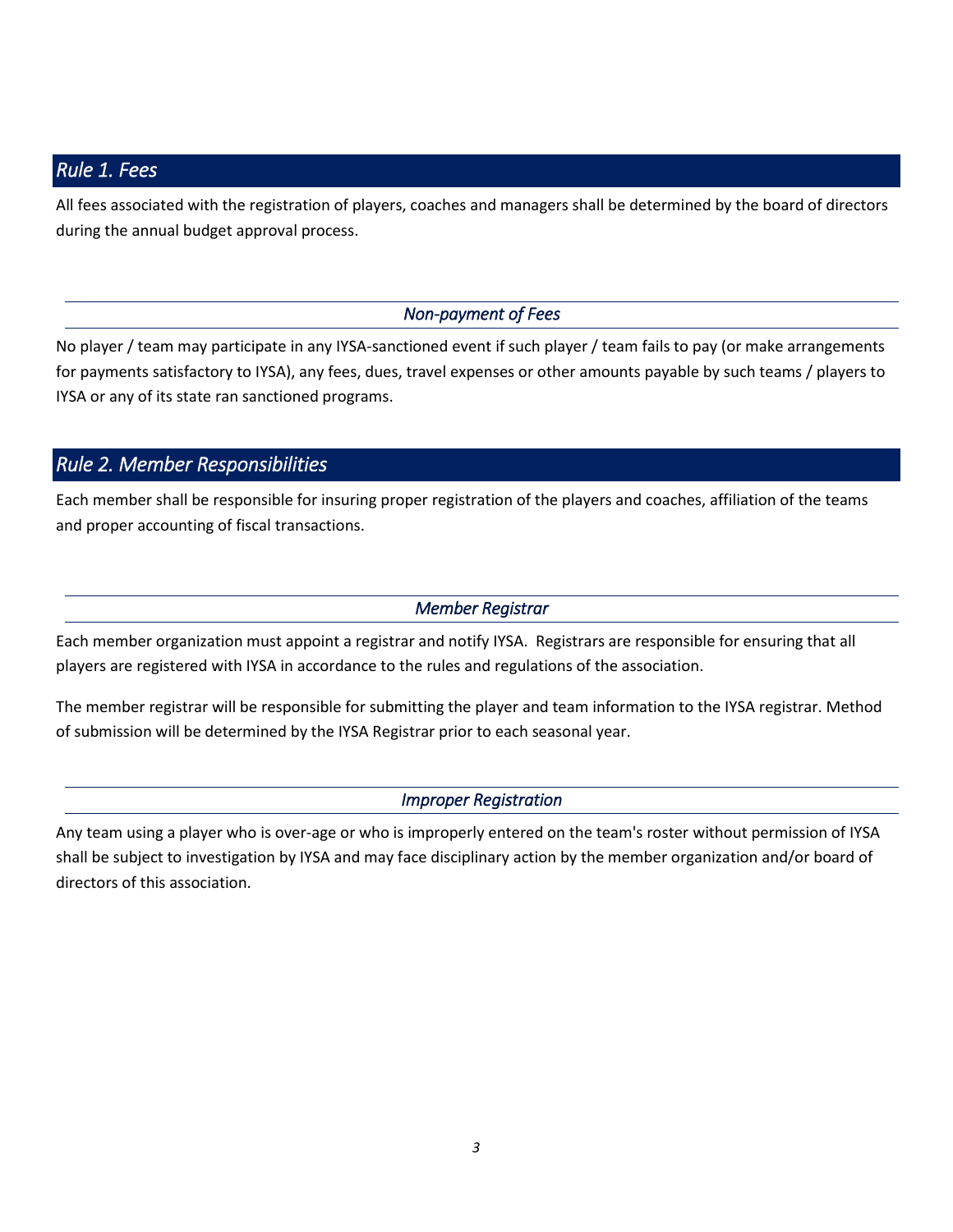## *Rule 1. Fees*

All fees associated with the registration of players, coaches and managers shall be determined by the board of directors during the annual budget approval process.

### *Non-payment of Fees*

No player / team may participate in any IYSA-sanctioned event if such player / team fails to pay (or make arrangements for payments satisfactory to IYSA), any fees, dues, travel expenses or other amounts payable by such teams / players to IYSA or any of its state ran sanctioned programs.

## *Rule 2. Member Responsibilities*

Each member shall be responsible for insuring proper registration of the players and coaches, affiliation of the teams and proper accounting of fiscal transactions.

### *Member Registrar*

Each member organization must appoint a registrar and notify IYSA. Registrars are responsible for ensuring that all players are registered with IYSA in accordance to the rules and regulations of the association.

The member registrar will be responsible for submitting the player and team information to the IYSA registrar. Method of submission will be determined by the IYSA Registrar prior to each seasonal year.

### *Improper Registration*

Any team using a player who is over-age or who is improperly entered on the team's roster without permission of IYSA shall be subject to investigation by IYSA and may face disciplinary action by the member organization and/or board of directors of this association.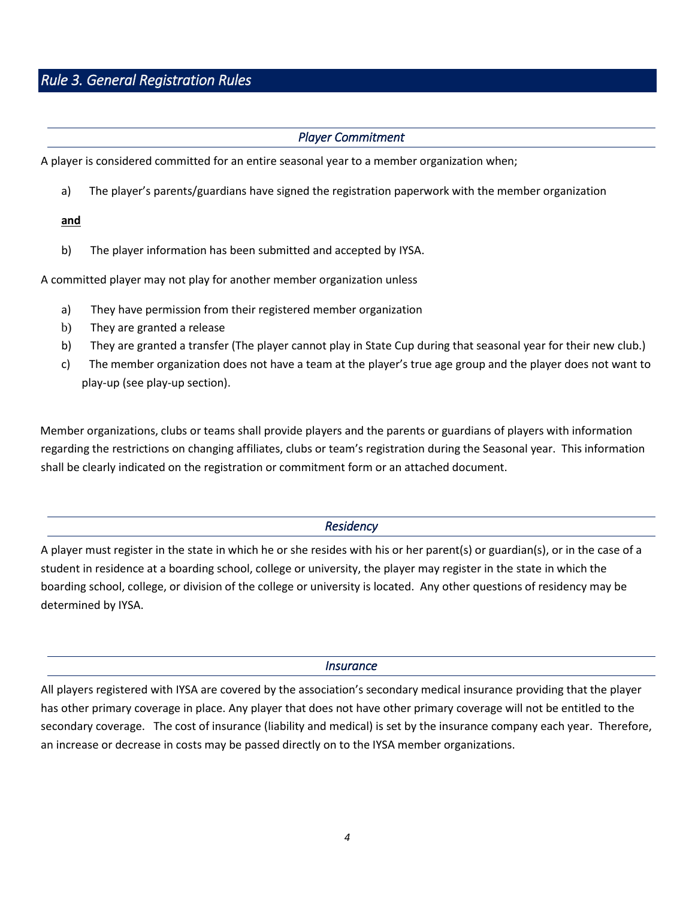## *Rule 3. General Registration Rules*

### *Player Commitment*

A player is considered committed for an entire seasonal year to a member organization when;

a) The player's parents/guardians have signed the registration paperwork with the member organization

**and**

b) The player information has been submitted and accepted by IYSA.

A committed player may not play for another member organization unless

a) They have permission from their registered member organization
b) They are granted a release
b) They are granted a transfer (The player cannot play in State Cup during that seasonal year for their new club.)
c) The member organization does not have a team at the player's true age group and the player does not want to play-up (see play-up section).

Member organizations, clubs or teams shall provide players and the parents or guardians of players with information regarding the restrictions on changing affiliates, clubs or team's registration during the Seasonal year. This information shall be clearly indicated on the registration or commitment form or an attached document.

### *Residency*

A player must register in the state in which he or she resides with his or her parent(s) or guardian(s), or in the case of a student in residence at a boarding school, college or university, the player may register in the state in which the boarding school, college, or division of the college or university is located. Any other questions of residency may be determined by IYSA.

### *Insurance*

All players registered with IYSA are covered by the association's secondary medical insurance providing that the player has other primary coverage in place. Any player that does not have other primary coverage will not be entitled to the secondary coverage. The cost of insurance (liability and medical) is set by the insurance company each year. Therefore, an increase or decrease in costs may be passed directly on to the IYSA member organizations.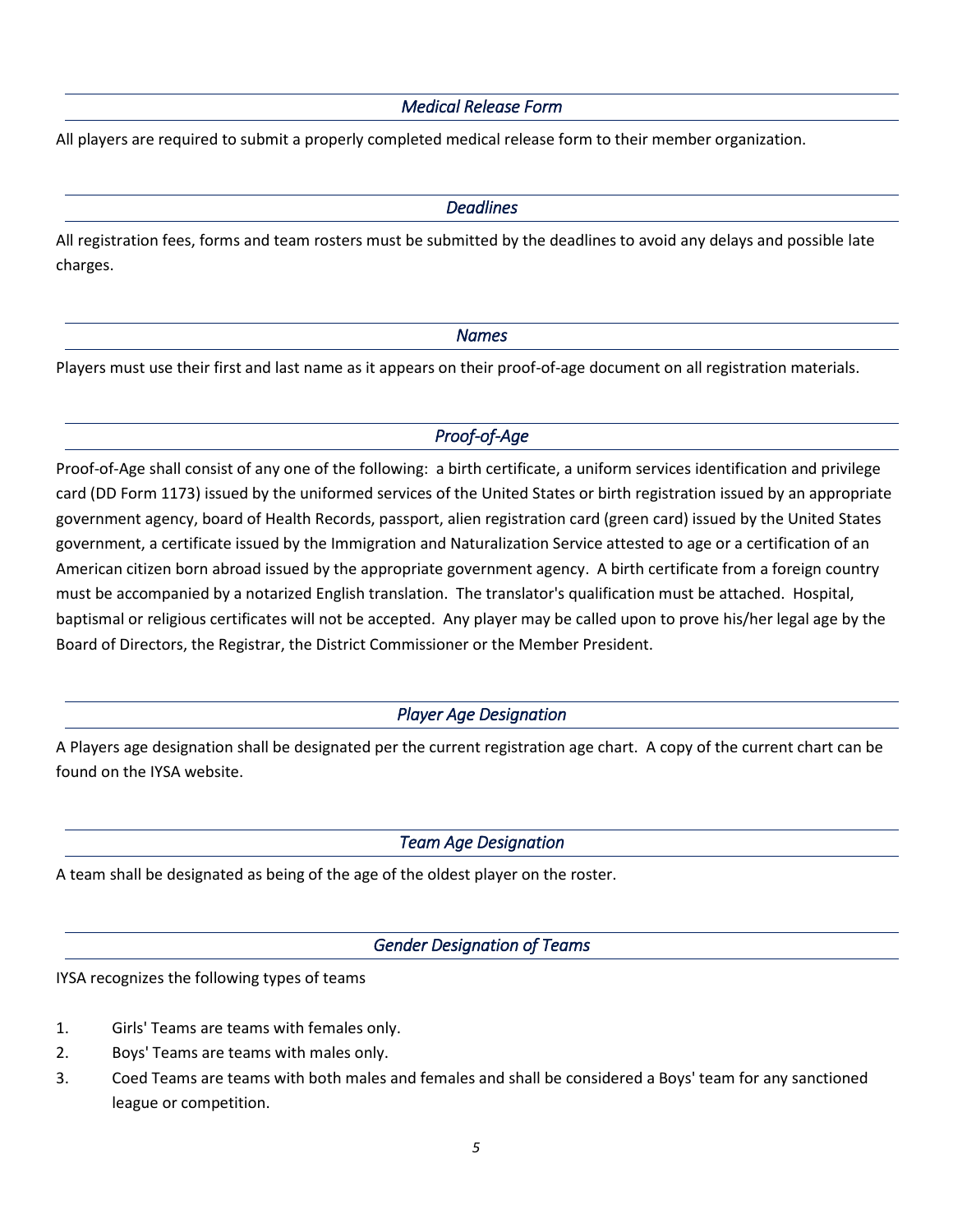### *Medical Release Form*

All players are required to submit a properly completed medical release form to their member organization.

### *Deadlines*

All registration fees, forms and team rosters must be submitted by the deadlines to avoid any delays and possible late charges.

### *Names*

Players must use their first and last name as it appears on their proof-of-age document on all registration materials.

### *Proof-of-Age*

Proof-of-Age shall consist of any one of the following: a birth certificate, a uniform services identification and privilege card (DD Form 1173) issued by the uniformed services of the United States or birth registration issued by an appropriate government agency, board of Health Records, passport, alien registration card (green card) issued by the United States government, a certificate issued by the Immigration and Naturalization Service attested to age or a certification of an American citizen born abroad issued by the appropriate government agency. A birth certificate from a foreign country must be accompanied by a notarized English translation. The translator's qualification must be attached. Hospital, baptismal or religious certificates will not be accepted. Any player may be called upon to prove his/her legal age by the Board of Directors, the Registrar, the District Commissioner or the Member President.

### *Player Age Designation*

A Players age designation shall be designated per the current registration age chart. A copy of the current chart can be found on the IYSA website.

### *Team Age Designation*

A team shall be designated as being of the age of the oldest player on the roster.

### *Gender Designation of Teams*

IYSA recognizes the following types of teams

1. Girls' Teams are teams with females only.
2. Boys' Teams are teams with males only.
3. Coed Teams are teams with both males and females and shall be considered a Boys' team for any sanctioned league or competition.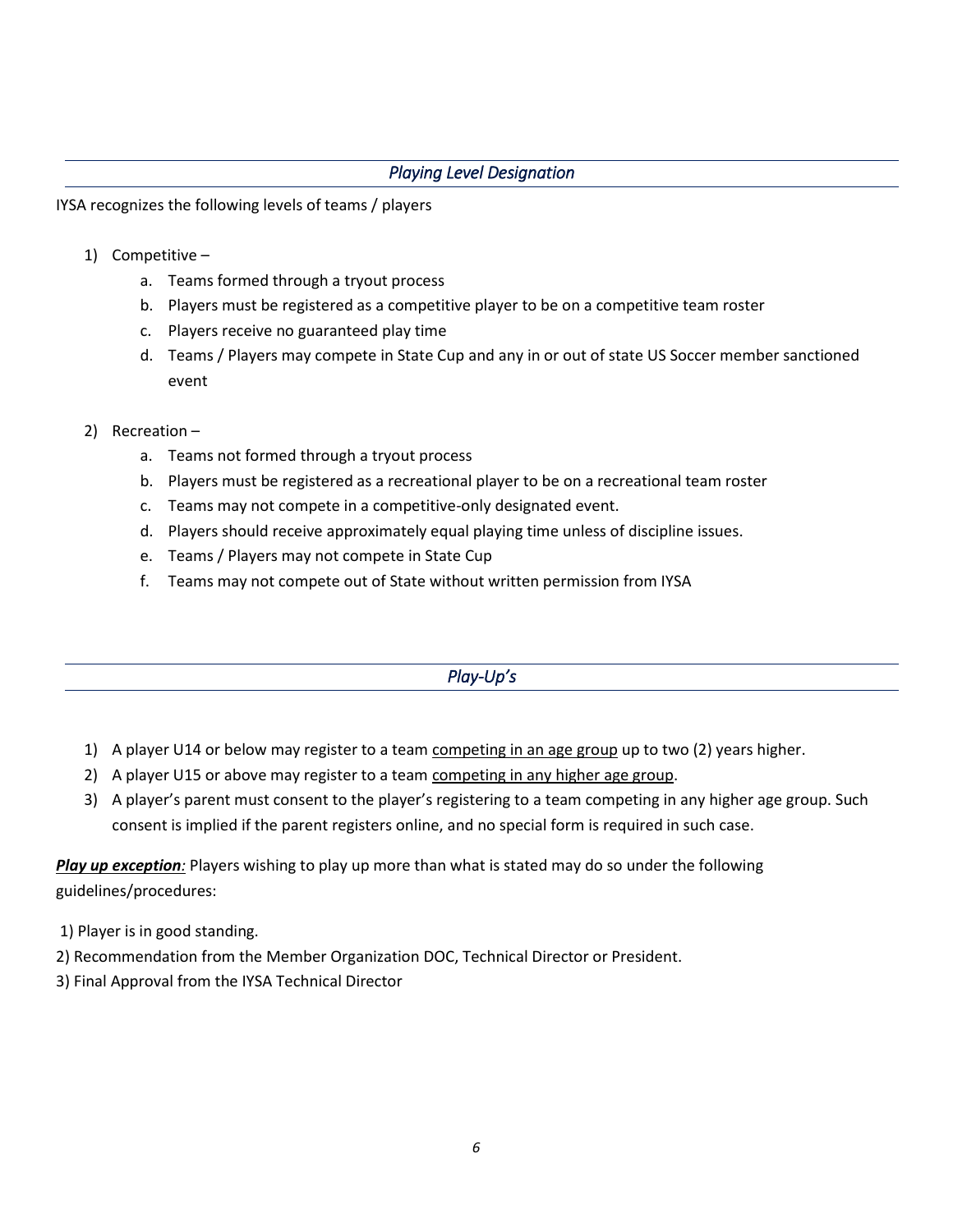## *Playing Level Designation*

IYSA recognizes the following levels of teams / players

1) Competitive –
    a. Teams formed through a tryout process
    b. Players must be registered as a competitive player to be on a competitive team roster
    c. Players receive no guaranteed play time
    d. Teams / Players may compete in State Cup and any in or out of state US Soccer member sanctioned event

2) Recreation –
    a. Teams not formed through a tryout process
    b. Players must be registered as a recreational player to be on a recreational team roster
    c. Teams may not compete in a competitive-only designated event.
    d. Players should receive approximately equal playing time unless of discipline issues.
    e. Teams / Players may not compete in State Cup
    f. Teams may not compete out of State without written permission from IYSA

## *Play-Up's*

1) A player U14 or below may register to a team <u>competing in an age group</u> up to two (2) years higher.
2) A player U15 or above may register to a team <u>competing in any higher age group</u>.
3) A player's parent must consent to the player's registering to a team competing in any higher age group. Such consent is implied if the parent registers online, and no special form is required in such case.

***<u>Play up exception</u>:*** Players wishing to play up more than what is stated may do so under the following guidelines/procedures:

1) Player is in good standing.
2) Recommendation from the Member Organization DOC, Technical Director or President.
3) Final Approval from the IYSA Technical Director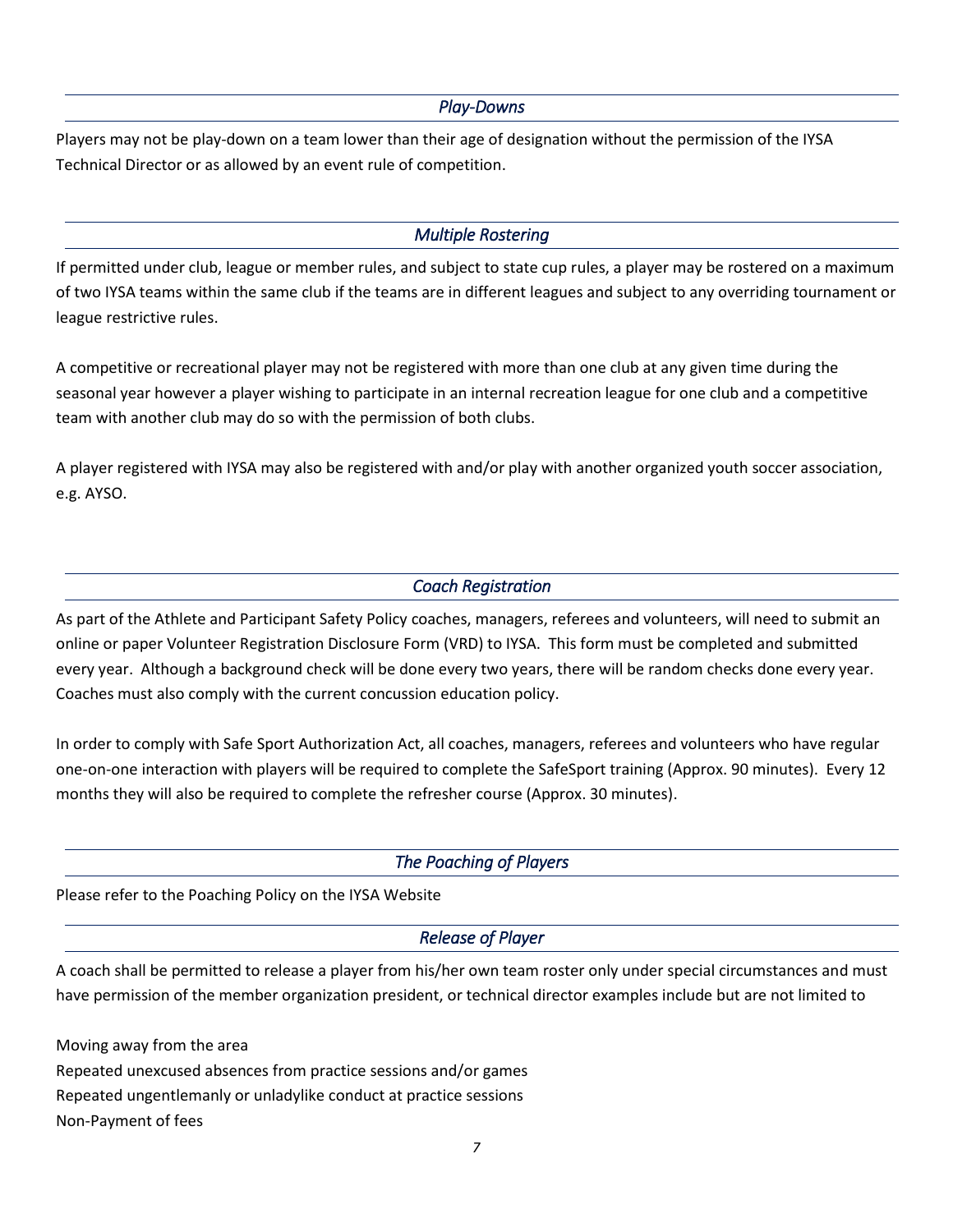### *Play-Downs*

Players may not be play-down on a team lower than their age of designation without the permission of the IYSA Technical Director or as allowed by an event rule of competition.

### *Multiple Rostering*

If permitted under club, league or member rules, and subject to state cup rules, a player may be rostered on a maximum of two IYSA teams within the same club if the teams are in different leagues and subject to any overriding tournament or league restrictive rules.

A competitive or recreational player may not be registered with more than one club at any given time during the seasonal year however a player wishing to participate in an internal recreation league for one club and a competitive team with another club may do so with the permission of both clubs.

A player registered with IYSA may also be registered with and/or play with another organized youth soccer association, e.g. AYSO.

### *Coach Registration*

As part of the Athlete and Participant Safety Policy coaches, managers, referees and volunteers, will need to submit an online or paper Volunteer Registration Disclosure Form (VRD) to IYSA. This form must be completed and submitted every year. Although a background check will be done every two years, there will be random checks done every year. Coaches must also comply with the current concussion education policy.

In order to comply with Safe Sport Authorization Act, all coaches, managers, referees and volunteers who have regular one-on-one interaction with players will be required to complete the SafeSport training (Approx. 90 minutes). Every 12 months they will also be required to complete the refresher course (Approx. 30 minutes).

### *The Poaching of Players*

Please refer to the Poaching Policy on the IYSA Website

### *Release of Player*

A coach shall be permitted to release a player from his/her own team roster only under special circumstances and must have permission of the member organization president, or technical director examples include but are not limited to

Moving away from the area
Repeated unexcused absences from practice sessions and/or games
Repeated ungentlemanly or unladylike conduct at practice sessions
Non-Payment of fees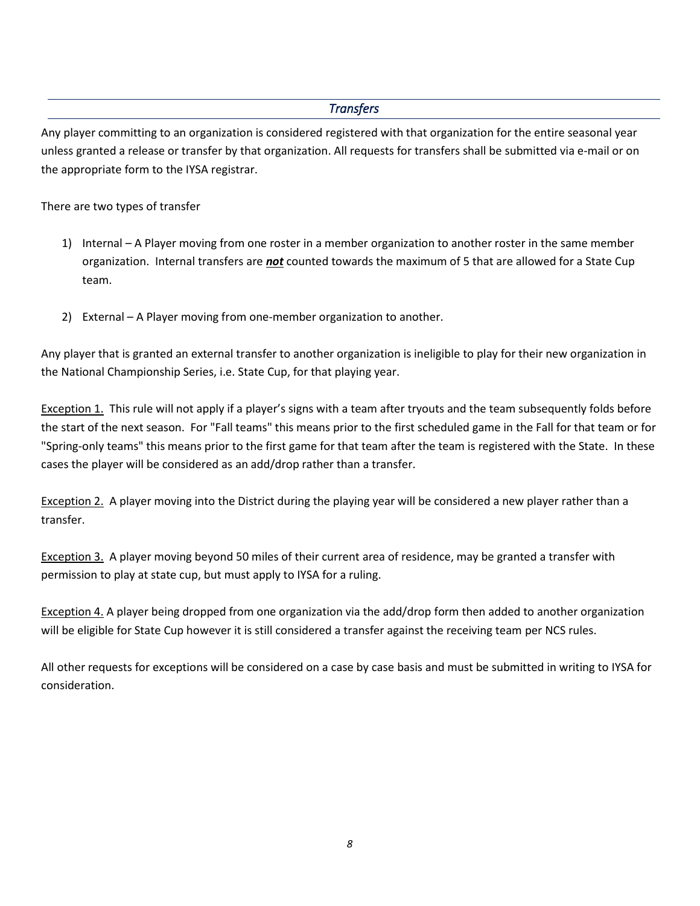## *Transfers*

Any player committing to an organization is considered registered with that organization for the entire seasonal year unless granted a release or transfer by that organization. All requests for transfers shall be submitted via e-mail or on the appropriate form to the IYSA registrar.

There are two types of transfer

1) Internal – A Player moving from one roster in a member organization to another roster in the same member organization. Internal transfers are ***not*** counted towards the maximum of 5 that are allowed for a State Cup team.

2) External – A Player moving from one-member organization to another.

Any player that is granted an external transfer to another organization is ineligible to play for their new organization in the National Championship Series, i.e. State Cup, for that playing year.

Exception 1. This rule will not apply if a player's signs with a team after tryouts and the team subsequently folds before the start of the next season. For "Fall teams" this means prior to the first scheduled game in the Fall for that team or for "Spring-only teams" this means prior to the first game for that team after the team is registered with the State. In these cases the player will be considered as an add/drop rather than a transfer.

Exception 2. A player moving into the District during the playing year will be considered a new player rather than a transfer.

Exception 3. A player moving beyond 50 miles of their current area of residence, may be granted a transfer with permission to play at state cup, but must apply to IYSA for a ruling.

Exception 4. A player being dropped from one organization via the add/drop form then added to another organization will be eligible for State Cup however it is still considered a transfer against the receiving team per NCS rules.

All other requests for exceptions will be considered on a case by case basis and must be submitted in writing to IYSA for consideration.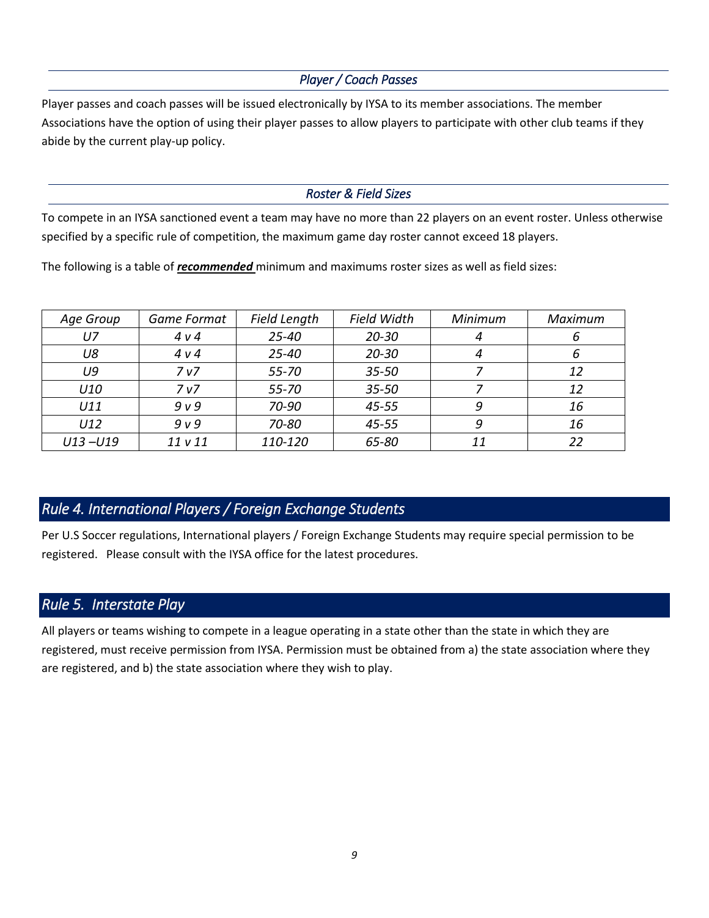### *Player / Coach Passes*

Player passes and coach passes will be issued electronically by IYSA to its member associations. The member Associations have the option of using their player passes to allow players to participate with other club teams if they abide by the current play-up policy.

### *Roster & Field Sizes*

To compete in an IYSA sanctioned event a team may have no more than 22 players on an event roster. Unless otherwise specified by a specific rule of competition, the maximum game day roster cannot exceed 18 players.

The following is a table of ***recommended*** minimum and maximums roster sizes as well as field sizes:

| *Age Group* | *Game Format* | *Field Length* | *Field Width* | *Minimum* | *Maximum* |
|---|---|---|---|---|---|
| *U7* | *4 v 4* | *25-40* | *20-30* | *4* | *6* |
| *U8* | *4 v 4* | *25-40* | *20-30* | *4* | *6* |
| *U9* | *7 v7* | *55-70* | *35-50* | *7* | *12* |
| *U10* | *7 v7* | *55-70* | *35-50* | *7* | *12* |
| *U11* | *9 v 9* | *70-90* | *45-55* | *9* | *16* |
| *U12* | *9 v 9* | *70-80* | *45-55* | *9* | *16* |
| *U13 –U19* | *11 v 11* | *110-120* | *65-80* | *11* | *22* |

## *Rule 4. International Players / Foreign Exchange Students*

Per U.S Soccer regulations, International players / Foreign Exchange Students may require special permission to be registered. Please consult with the IYSA office for the latest procedures.

## *Rule 5. Interstate Play*

All players or teams wishing to compete in a league operating in a state other than the state in which they are registered, must receive permission from IYSA. Permission must be obtained from a) the state association where they are registered, and b) the state association where they wish to play.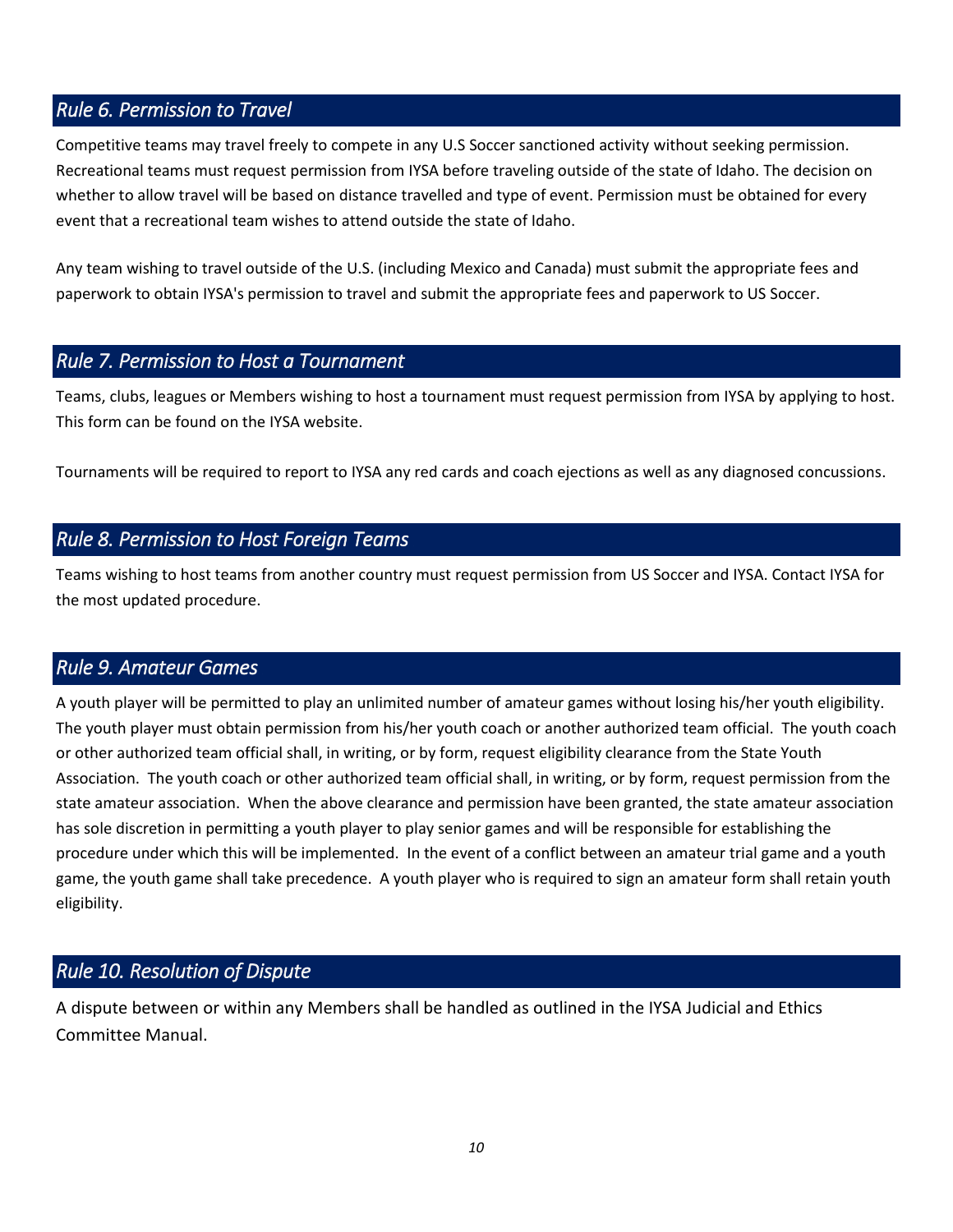## *Rule 6. Permission to Travel*

Competitive teams may travel freely to compete in any U.S Soccer sanctioned activity without seeking permission. Recreational teams must request permission from IYSA before traveling outside of the state of Idaho. The decision on whether to allow travel will be based on distance travelled and type of event. Permission must be obtained for every event that a recreational team wishes to attend outside the state of Idaho.

Any team wishing to travel outside of the U.S. (including Mexico and Canada) must submit the appropriate fees and paperwork to obtain IYSA's permission to travel and submit the appropriate fees and paperwork to US Soccer.

## *Rule 7. Permission to Host a Tournament*

Teams, clubs, leagues or Members wishing to host a tournament must request permission from IYSA by applying to host. This form can be found on the IYSA website.

Tournaments will be required to report to IYSA any red cards and coach ejections as well as any diagnosed concussions.

## *Rule 8. Permission to Host Foreign Teams*

Teams wishing to host teams from another country must request permission from US Soccer and IYSA. Contact IYSA for the most updated procedure.

## *Rule 9. Amateur Games*

A youth player will be permitted to play an unlimited number of amateur games without losing his/her youth eligibility. The youth player must obtain permission from his/her youth coach or another authorized team official. The youth coach or other authorized team official shall, in writing, or by form, request eligibility clearance from the State Youth Association. The youth coach or other authorized team official shall, in writing, or by form, request permission from the state amateur association. When the above clearance and permission have been granted, the state amateur association has sole discretion in permitting a youth player to play senior games and will be responsible for establishing the procedure under which this will be implemented. In the event of a conflict between an amateur trial game and a youth game, the youth game shall take precedence. A youth player who is required to sign an amateur form shall retain youth eligibility.

## *Rule 10. Resolution of Dispute*

A dispute between or within any Members shall be handled as outlined in the IYSA Judicial and Ethics Committee Manual.